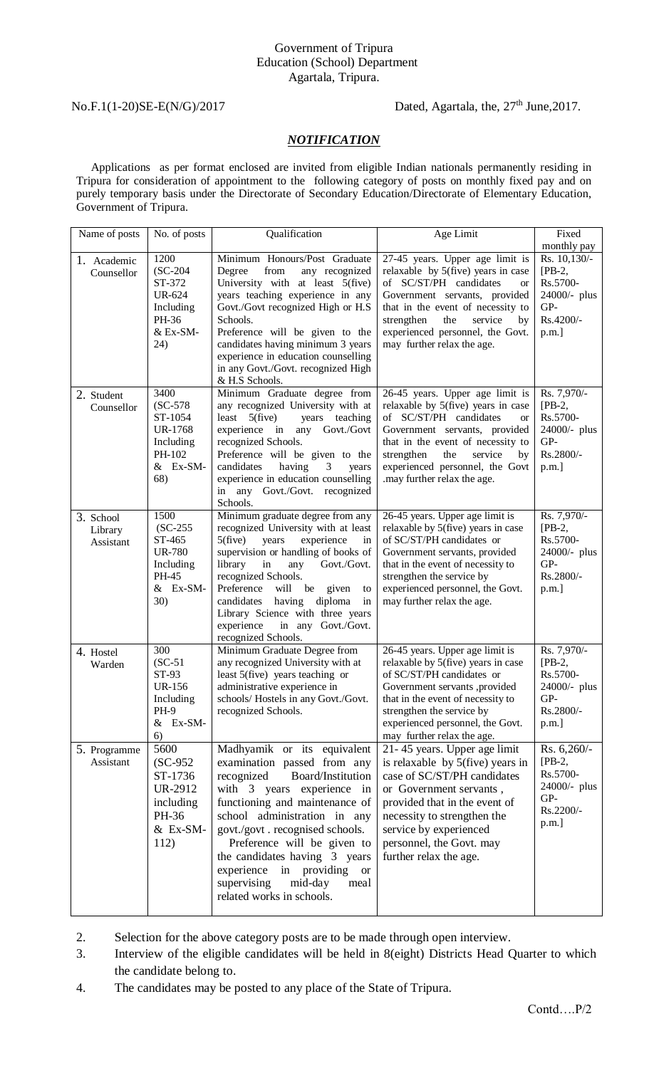Government of Tripura
Education (School) Department
Agartala, Tripura.

No.F.1(1-20)SE-E(N/G)/2017 Dated, Agartala, the, 27th June,2017.

## *NOTIFICATION*

Applications as per format enclosed are invited from eligible Indian nationals permanently residing in Tripura for consideration of appointment to the following category of posts on monthly fixed pay and on purely temporary basis under the Directorate of Secondary Education/Directorate of Elementary Education, Government of Tripura.

| Name of posts | No. of posts | Qualification | Age Limit | Fixed monthly pay |
|---|---|---|---|---|
| 1. Academic Counsellor | 1200 (SC-204 ST-372 UR-624 Including PH-36 & Ex-SM-24) | Minimum Honours/Post Graduate Degree from any recognized University with at least 5(five) years teaching experience in any Govt./Govt recognized High or H.S Schools. Preference will be given to the candidates having minimum 3 years experience in education counselling in any Govt./Govt. recognized High & H.S Schools. | 27-45 years. Upper age limit is relaxable by 5(five) years in case of SC/ST/PH candidates or Government servants, provided that in the event of necessity to strengthen the service by experienced personnel, the Govt. may further relax the age. | Rs. 10,130/- [PB-2, Rs.5700-24000/- plus GP-Rs.4200/- p.m.] |
| 2. Student Counsellor | 3400 (SC-578 ST-1054 UR-1768 Including PH-102 & Ex-SM-68) | Minimum Graduate degree from any recognized University with at least 5(five) years teaching experience in any Govt./Govt recognized Schools. Preference will be given to the candidates having 3 years experience in education counselling in any Govt./Govt. recognized Schools. | 26-45 years. Upper age limit is relaxable by 5(five) years in case of SC/ST/PH candidates or Government servants, provided that in the event of necessity to strengthen the service by experienced personnel, the Govt .may further relax the age. | Rs. 7,970/- [PB-2, Rs.5700-24000/- plus GP-Rs.2800/- p.m.] |
| 3. School Library Assistant | 1500 (SC-255 ST-465 UR-780 Including PH-45 & Ex-SM-30) | Minimum graduate degree from any recognized University with at least 5(five) years experience in supervision or handling of books of library in any Govt./Govt. recognized Schools. Preference will be given to candidates having diploma in Library Science with three years experience in any Govt./Govt. recognized Schools. | 26-45 years. Upper age limit is relaxable by 5(five) years in case of SC/ST/PH candidates or Government servants, provided that in the event of necessity to strengthen the service by experienced personnel, the Govt. may further relax the age. | Rs. 7,970/- [PB-2, Rs.5700-24000/- plus GP-Rs.2800/- p.m.] |
| 4. Hostel Warden | 300 (SC-51 ST-93 UR-156 Including PH-9 & Ex-SM-6) | Minimum Graduate Degree from any recognized University with at least 5(five) years teaching or administrative experience in schools/ Hostels in any Govt./Govt. recognized Schools. | 26-45 years. Upper age limit is relaxable by 5(five) years in case of SC/ST/PH candidates or Government servants ,provided that in the event of necessity to strengthen the service by experienced personnel, the Govt. may further relax the age. | Rs. 7,970/- [PB-2, Rs.5700-24000/- plus GP-Rs.2800/- p.m.] |
| 5. Programme Assistant | 5600 (SC-952 ST-1736 UR-2912 including PH-36 & Ex-SM-112) | Madhyamik or its equivalent examination passed from any recognized Board/Institution with 3 years experience in functioning and maintenance of school administration in any govt./govt . recognised schools. Preference will be given to the candidates having 3 years experience in providing or supervising mid-day meal related works in schools. | 21- 45 years. Upper age limit is relaxable by 5(five) years in case of SC/ST/PH candidates or Government servants , provided that in the event of necessity to strengthen the service by experienced personnel, the Govt. may further relax the age. | Rs. 6,260/- [PB-2, Rs.5700-24000/- plus GP-Rs.2200/- p.m.] |

2. Selection for the above category posts are to be made through open interview.
3. Interview of the eligible candidates will be held in 8(eight) Districts Head Quarter to which the candidate belong to.
4. The candidates may be posted to any place of the State of Tripura.

Contd….P/2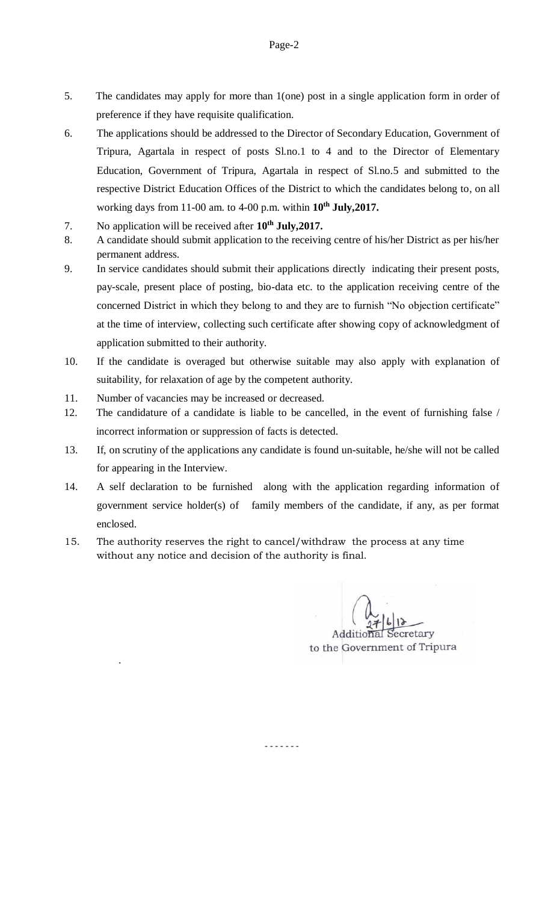5. The candidates may apply for more than 1(one) post in a single application form in order of preference if they have requisite qualification.
6. The applications should be addressed to the Director of Secondary Education, Government of Tripura, Agartala in respect of posts Sl.no.1 to 4 and to the Director of Elementary Education, Government of Tripura, Agartala in respect of Sl.no.5 and submitted to the respective District Education Offices of the District to which the candidates belong to, on all working days from 11-00 am. to 4-00 p.m. within **10th July,2017.**
7. No application will be received after **10th July,2017.**
8. A candidate should submit application to the receiving centre of his/her District as per his/her permanent address.
9. In service candidates should submit their applications directly indicating their present posts, pay-scale, present place of posting, bio-data etc. to the application receiving centre of the concerned District in which they belong to and they are to furnish "No objection certificate" at the time of interview, collecting such certificate after showing copy of acknowledgment of application submitted to their authority.
10. If the candidate is overaged but otherwise suitable may also apply with explanation of suitability, for relaxation of age by the competent authority.
11. Number of vacancies may be increased or decreased.
12. The candidature of a candidate is liable to be cancelled, in the event of furnishing false / incorrect information or suppression of facts is detected.
13. If, on scrutiny of the applications any candidate is found un-suitable, he/she will not be called for appearing in the Interview.
14. A self declaration to be furnished along with the application regarding information of government service holder(s) of family members of the candidate, if any, as per format enclosed.
15. The authority reserves the right to cancel/withdraw the process at any time without any notice and decision of the authority is final.

27/6/17

Additional Secretary
to the Government of Tripura

-------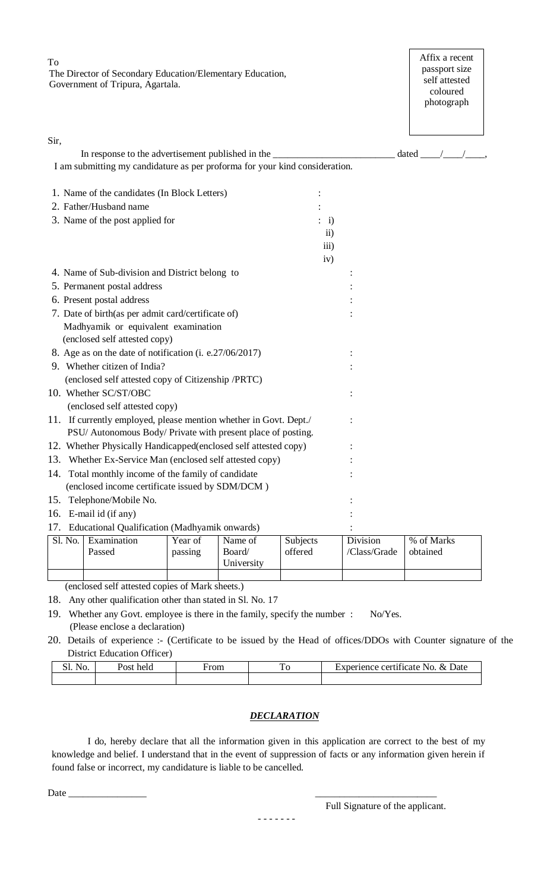To
The Director of Secondary Education/Elementary Education,
Government of Tripura, Agartala.

Affix a recent passport size self attested coloured photograph

Sir,

In response to the advertisement published in the ________________________ dated ____/____/____,
I am submitting my candidature as per proforma for your kind consideration.

1. Name of the candidates (In Block Letters) :
2. Father/Husband name :
3. Name of the post applied for : i)
   ii)
   iii)
   iv)
4. Name of Sub-division and District belong to :
5. Permanent postal address :
6. Present postal address :
7. Date of birth(as per admit card/certificate of) Madhyamik or equivalent examination (enclosed self attested copy) :
8. Age as on the date of notification (i. e.27/06/2017) :
9. Whether citizen of India? (enclosed self attested copy of Citizenship /PRTC) :
10. Whether SC/ST/OBC (enclosed self attested copy) :
11. If currently employed, please mention whether in Govt. Dept./ PSU/ Autonomous Body/ Private with present place of posting. :
12. Whether Physically Handicapped(enclosed self attested copy) :
13. Whether Ex-Service Man (enclosed self attested copy) :
14. Total monthly income of the family of candidate (enclosed income certificate issued by SDM/DCM ) :
15. Telephone/Mobile No. :
16. E-mail id (if any) :
17. Educational Qualification (Madhyamik onwards) :

| Sl. No. | Examination Passed | Year of passing | Name of Board/ University | Subjects offered | Division /Class/Grade | % of Marks obtained |
|---|---|---|---|---|---|---|
| | | | | | | |

(enclosed self attested copies of Mark sheets.)

18. Any other qualification other than stated in Sl. No. 17
19. Whether any Govt. employee is there in the family, specify the number : No/Yes.
    (Please enclose a declaration)
20. Details of experience :- (Certificate to be issued by the Head of offices/DDOs with Counter signature of the District Education Officer)

| Sl. No. | Post held | From | To | Experience certificate No. & Date |
|---|---|---|---|---|
| | | | | |

## ***DECLARATION***

I do, hereby declare that all the information given in this application are correct to the best of my knowledge and belief. I understand that in the event of suppression of facts or any information given herein if found false or incorrect, my candidature is liable to be cancelled.

Date ________________

_________________________
Full Signature of the applicant.

- - - - - - -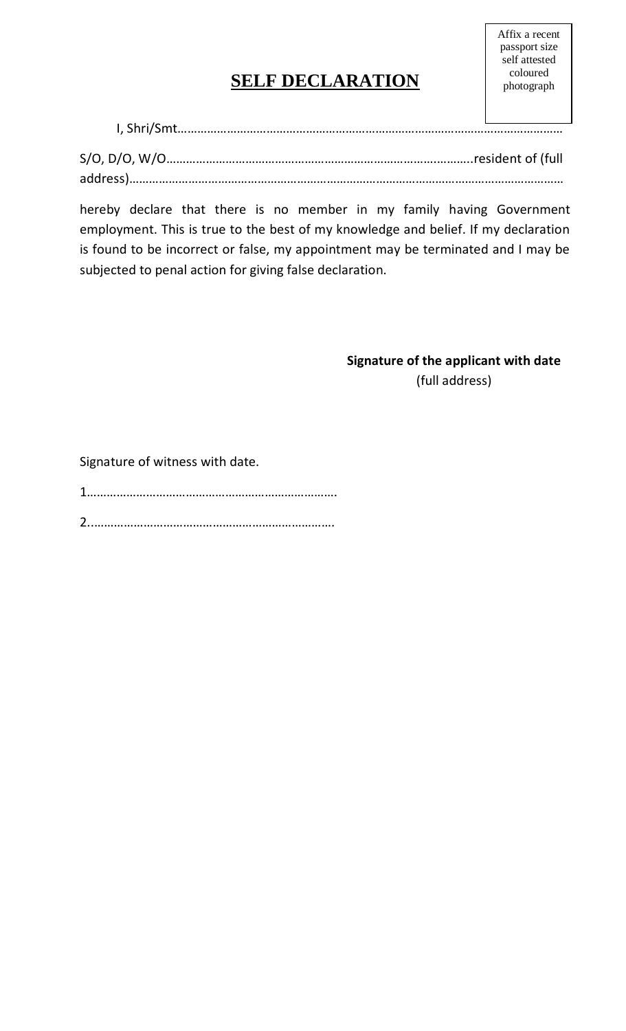Affix a recent passport size self attested coloured photograph

# SELF DECLARATION

I, Shri/Smt……………………………………………………………………………………………………………

S/O, D/O, W/O……………………………………………………………………………………..resident of (full address)…………………………………………………………………………………………………………………

hereby declare that there is no member in my family having Government employment. This is true to the best of my knowledge and belief. If my declaration is found to be incorrect or false, my appointment may be terminated and I may be subjected to penal action for giving false declaration.

**Signature of the applicant with date**
(full address)

Signature of witness with date.

1………………………………………………………………….

2..…………………………………………………………………